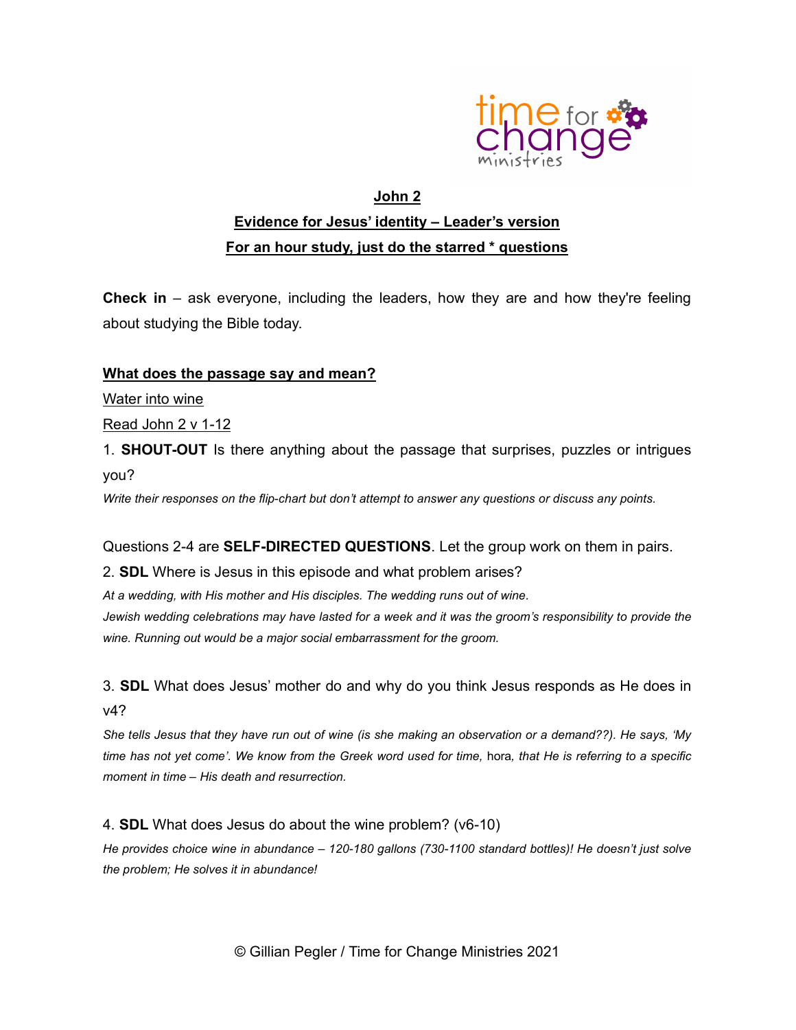# John 2

## Evidence for Jesus' identity – Leader's version

## For an hour study, just do the starred * questions

**Check in** – ask everyone, including the leaders, how they are and how they're feeling about studying the Bible today.

## What does the passage say and mean?

Water into wine

Read John 2 v 1-12

1. **SHOUT-OUT** Is there anything about the passage that surprises, puzzles or intrigues you?

*Write their responses on the flip-chart but don't attempt to answer any questions or discuss any points.*

Questions 2-4 are **SELF-DIRECTED QUESTIONS**. Let the group work on them in pairs.

2. **SDL** Where is Jesus in this episode and what problem arises?

*At a wedding, with His mother and His disciples. The wedding runs out of wine.*

*Jewish wedding celebrations may have lasted for a week and it was the groom's responsibility to provide the wine. Running out would be a major social embarrassment for the groom.*

3. **SDL** What does Jesus' mother do and why do you think Jesus responds as He does in v4?

*She tells Jesus that they have run out of wine (is she making an observation or a demand??). He says, 'My time has not yet come'. We know from the Greek word used for time,* hora*, that He is referring to a specific moment in time – His death and resurrection.*

4. **SDL** What does Jesus do about the wine problem? (v6-10)

*He provides choice wine in abundance – 120-180 gallons (730-1100 standard bottles)! He doesn't just solve the problem; He solves it in abundance!*

© Gillian Pegler / Time for Change Ministries 2021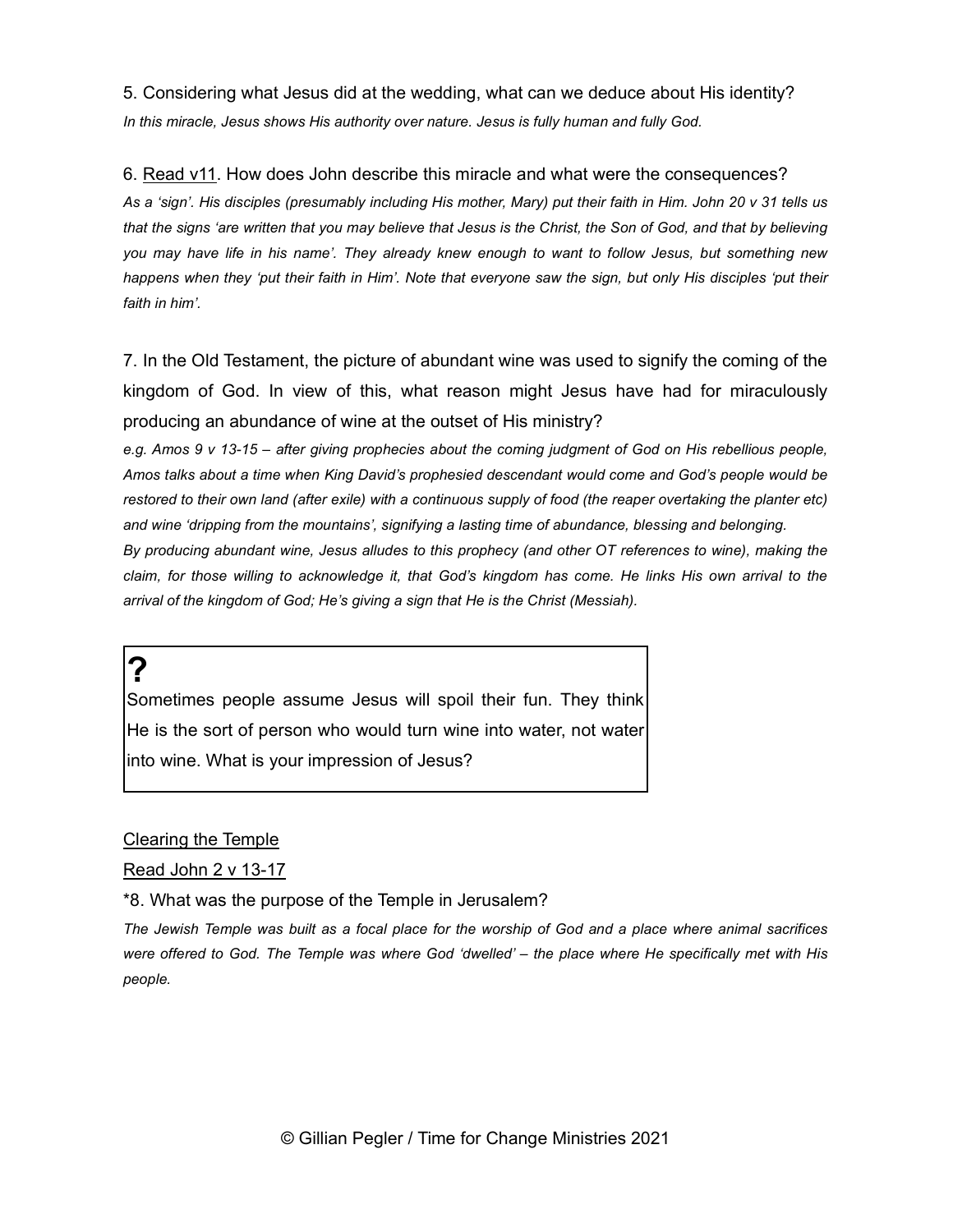5. Considering what Jesus did at the wedding, what can we deduce about His identity?

*In this miracle, Jesus shows His authority over nature. Jesus is fully human and fully God.*

6. Read v11. How does John describe this miracle and what were the consequences?

*As a 'sign'. His disciples (presumably including His mother, Mary) put their faith in Him. John 20 v 31 tells us that the signs 'are written that you may believe that Jesus is the Christ, the Son of God, and that by believing you may have life in his name'. They already knew enough to want to follow Jesus, but something new happens when they 'put their faith in Him'. Note that everyone saw the sign, but only His disciples 'put their faith in him'.*

7. In the Old Testament, the picture of abundant wine was used to signify the coming of the kingdom of God. In view of this, what reason might Jesus have had for miraculously producing an abundance of wine at the outset of His ministry?

*e.g. Amos 9 v 13-15 – after giving prophecies about the coming judgment of God on His rebellious people, Amos talks about a time when King David's prophesied descendant would come and God's people would be restored to their own land (after exile) with a continuous supply of food (the reaper overtaking the planter etc) and wine 'dripping from the mountains', signifying a lasting time of abundance, blessing and belonging.*

*By producing abundant wine, Jesus alludes to this prophecy (and other OT references to wine), making the claim, for those willing to acknowledge it, that God's kingdom has come. He links His own arrival to the arrival of the kingdom of God; He's giving a sign that He is the Christ (Messiah).*

> **?**
>
> Sometimes people assume Jesus will spoil their fun. They think He is the sort of person who would turn wine into water, not water into wine. What is your impression of Jesus?

Clearing the Temple

Read John 2 v 13-17

*8. What was the purpose of the Temple in Jerusalem?

*The Jewish Temple was built as a focal place for the worship of God and a place where animal sacrifices were offered to God. The Temple was where God 'dwelled' – the place where He specifically met with His people.*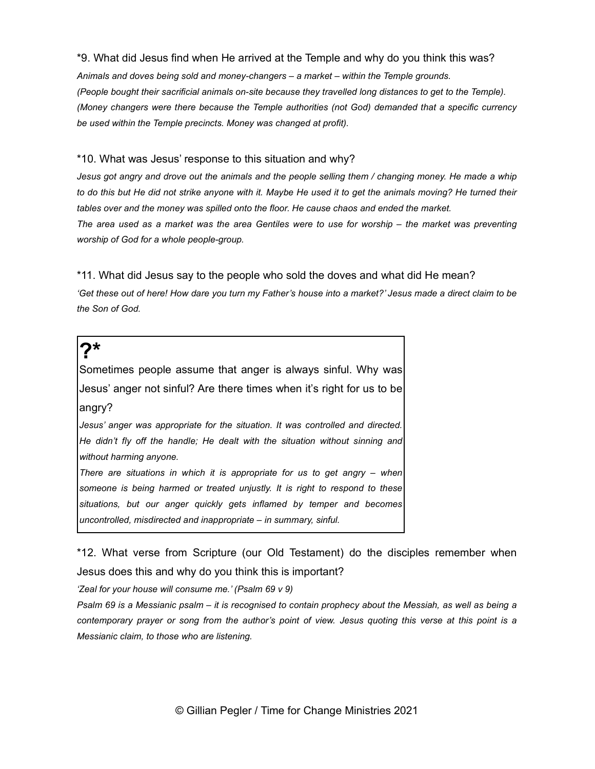*9. What did Jesus find when He arrived at the Temple and why do you think this was?

*Animals and doves being sold and money-changers – a market – within the Temple grounds.*
*(People bought their sacrificial animals on-site because they travelled long distances to get to the Temple).*
*(Money changers were there because the Temple authorities (not God) demanded that a specific currency be used within the Temple precincts. Money was changed at profit).*

*10. What was Jesus' response to this situation and why?

*Jesus got angry and drove out the animals and the people selling them / changing money. He made a whip to do this but He did not strike anyone with it. Maybe He used it to get the animals moving? He turned their tables over and the money was spilled onto the floor. He cause chaos and ended the market.*
*The area used as a market was the area Gentiles were to use for worship – the market was preventing worship of God for a whole people-group.*

*11. What did Jesus say to the people who sold the doves and what did He mean?

*'Get these out of here! How dare you turn my Father's house into a market?' Jesus made a direct claim to be the Son of God.*

**?***

Sometimes people assume that anger is always sinful. Why was Jesus' anger not sinful? Are there times when it's right for us to be angry?

*Jesus' anger was appropriate for the situation. It was controlled and directed. He didn't fly off the handle; He dealt with the situation without sinning and without harming anyone.*
*There are situations in which it is appropriate for us to get angry – when someone is being harmed or treated unjustly. It is right to respond to these situations, but our anger quickly gets inflamed by temper and becomes uncontrolled, misdirected and inappropriate – in summary, sinful.*

*12. What verse from Scripture (our Old Testament) do the disciples remember when Jesus does this and why do you think this is important?

*'Zeal for your house will consume me.' (Psalm 69 v 9)*
*Psalm 69 is a Messianic psalm – it is recognised to contain prophecy about the Messiah, as well as being a contemporary prayer or song from the author's point of view. Jesus quoting this verse at this point is a Messianic claim, to those who are listening.*

© Gillian Pegler / Time for Change Ministries 2021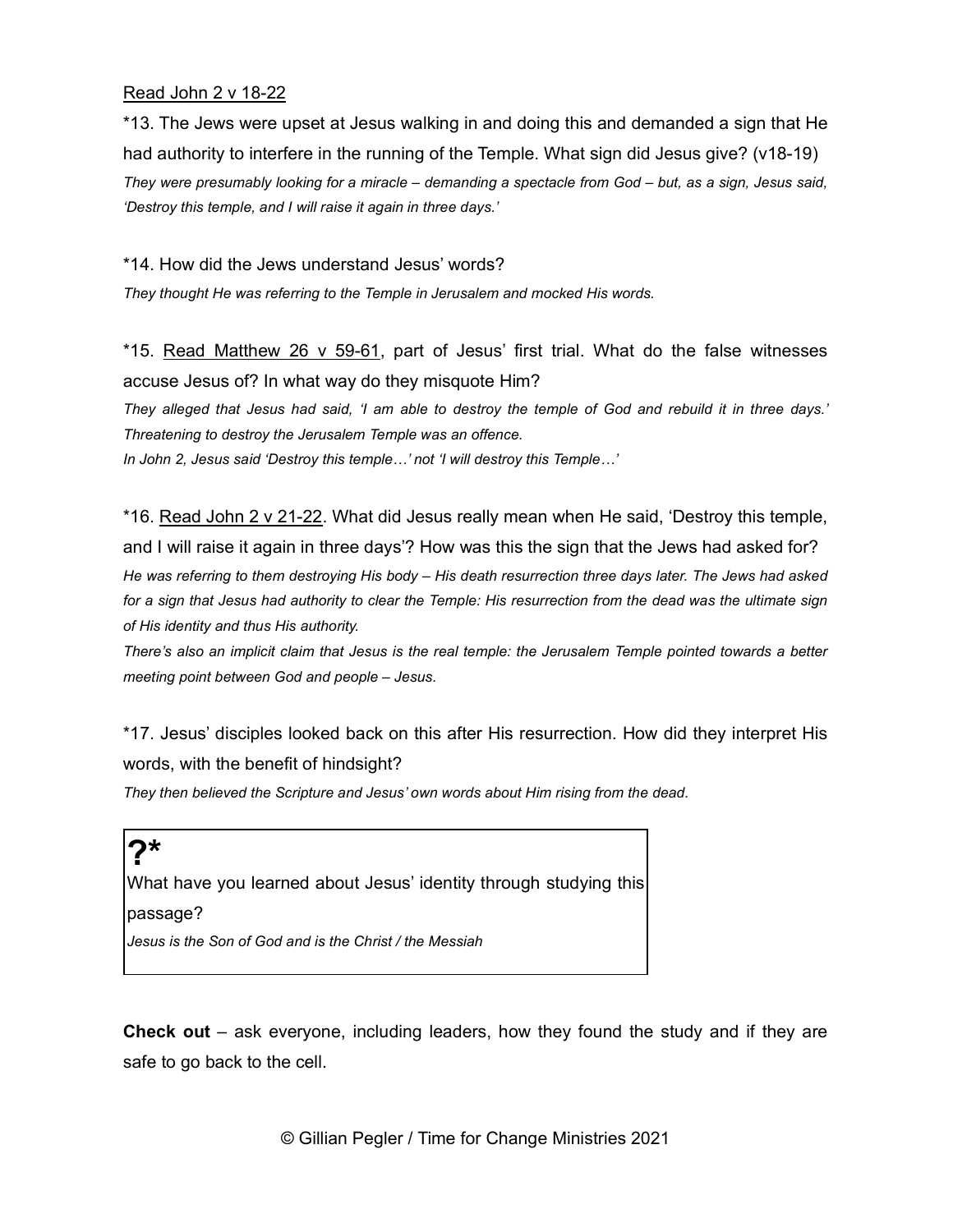Read John 2 v 18-22

*13. The Jews were upset at Jesus walking in and doing this and demanded a sign that He had authority to interfere in the running of the Temple. What sign did Jesus give? (v18-19)

*They were presumably looking for a miracle – demanding a spectacle from God – but, as a sign, Jesus said, 'Destroy this temple, and I will raise it again in three days.'*

*14. How did the Jews understand Jesus' words?

*They thought He was referring to the Temple in Jerusalem and mocked His words.*

*15. Read Matthew 26 v 59-61, part of Jesus' first trial. What do the false witnesses accuse Jesus of? In what way do they misquote Him?

*They alleged that Jesus had said, 'I am able to destroy the temple of God and rebuild it in three days.' Threatening to destroy the Jerusalem Temple was an offence.*

*In John 2, Jesus said 'Destroy this temple…' not 'I will destroy this Temple…'*

*16. Read John 2 v 21-22. What did Jesus really mean when He said, 'Destroy this temple, and I will raise it again in three days'? How was this the sign that the Jews had asked for?

*He was referring to them destroying His body – His death resurrection three days later. The Jews had asked for a sign that Jesus had authority to clear the Temple: His resurrection from the dead was the ultimate sign of His identity and thus His authority.*

*There's also an implicit claim that Jesus is the real temple: the Jerusalem Temple pointed towards a better meeting point between God and people – Jesus.*

*17. Jesus' disciples looked back on this after His resurrection. How did they interpret His words, with the benefit of hindsight?

*They then believed the Scripture and Jesus' own words about Him rising from the dead.*

**?***

What have you learned about Jesus' identity through studying this passage?

*Jesus is the Son of God and is the Christ / the Messiah*

**Check out** – ask everyone, including leaders, how they found the study and if they are safe to go back to the cell.

© Gillian Pegler / Time for Change Ministries 2021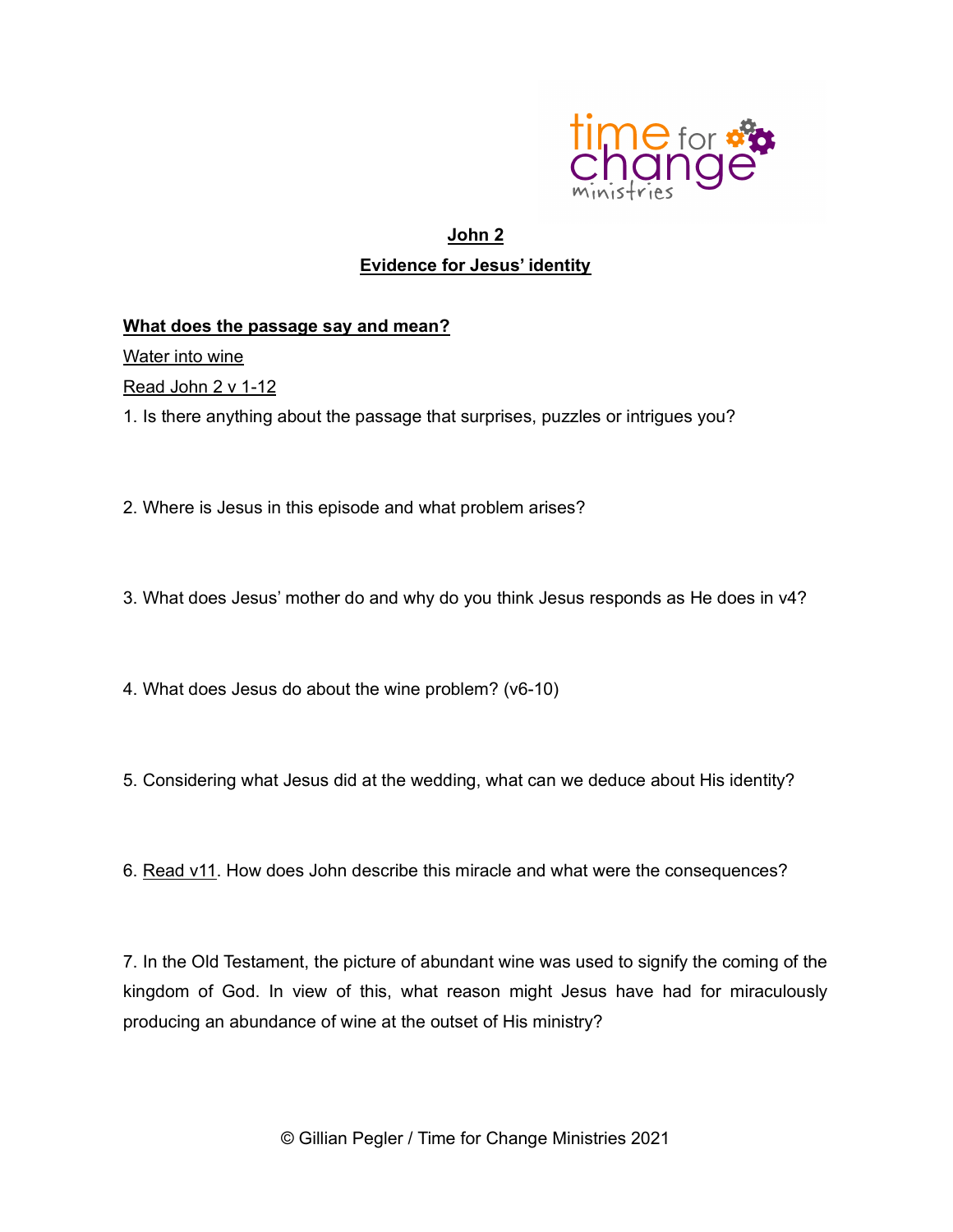## John 2

## Evidence for Jesus' identity

**What does the passage say and mean?**

Water into wine

Read John 2 v 1-12

1. Is there anything about the passage that surprises, puzzles or intrigues you?

2. Where is Jesus in this episode and what problem arises?

3. What does Jesus' mother do and why do you think Jesus responds as He does in v4?

4. What does Jesus do about the wine problem? (v6-10)

5. Considering what Jesus did at the wedding, what can we deduce about His identity?

6. Read v11. How does John describe this miracle and what were the consequences?

7. In the Old Testament, the picture of abundant wine was used to signify the coming of the kingdom of God. In view of this, what reason might Jesus have had for miraculously producing an abundance of wine at the outset of His ministry?

© Gillian Pegler / Time for Change Ministries 2021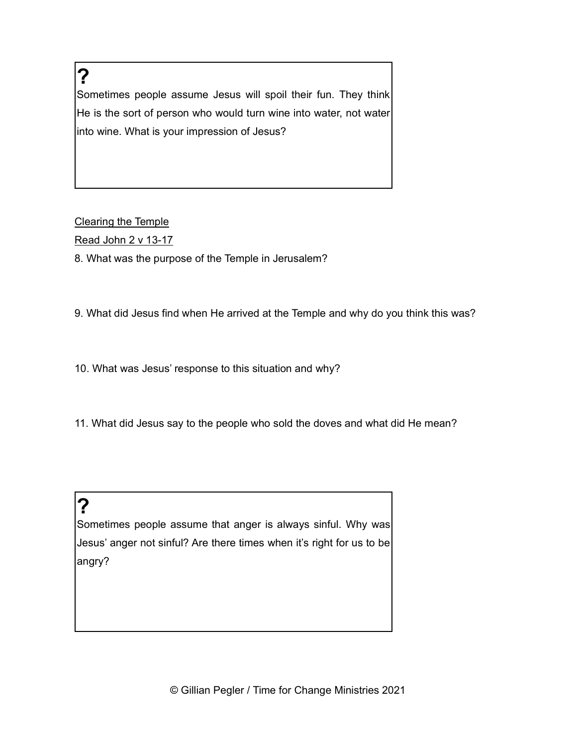> **?**
>
> Sometimes people assume Jesus will spoil their fun. They think He is the sort of person who would turn wine into water, not water into wine. What is your impression of Jesus?

<u>Clearing the Temple</u>

<u>Read John 2 v 13-17</u>

8. What was the purpose of the Temple in Jerusalem?

9. What did Jesus find when He arrived at the Temple and why do you think this was?

10. What was Jesus' response to this situation and why?

11. What did Jesus say to the people who sold the doves and what did He mean?

> **?**
>
> Sometimes people assume that anger is always sinful. Why was Jesus' anger not sinful? Are there times when it's right for us to be angry?

© Gillian Pegler / Time for Change Ministries 2021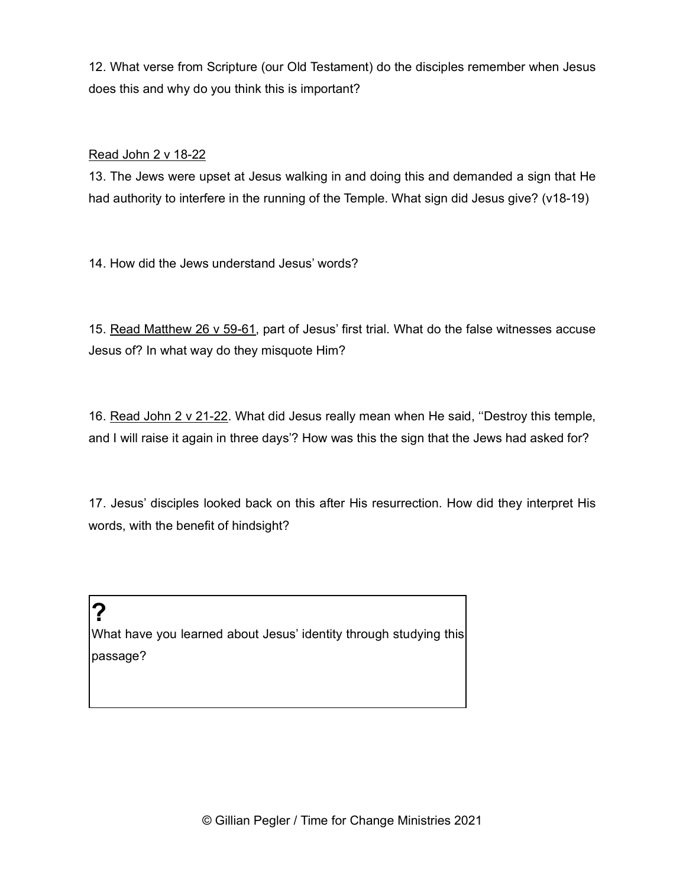12. What verse from Scripture (our Old Testament) do the disciples remember when Jesus does this and why do you think this is important?

Read John 2 v 18-22

13. The Jews were upset at Jesus walking in and doing this and demanded a sign that He had authority to interfere in the running of the Temple. What sign did Jesus give? (v18-19)

14. How did the Jews understand Jesus' words?

15. Read Matthew 26 v 59-61, part of Jesus' first trial. What do the false witnesses accuse Jesus of? In what way do they misquote Him?

16. Read John 2 v 21-22. What did Jesus really mean when He said, ''Destroy this temple, and I will raise it again in three days'? How was this the sign that the Jews had asked for?

17. Jesus' disciples looked back on this after His resurrection. How did they interpret His words, with the benefit of hindsight?

**?**

What have you learned about Jesus' identity through studying this passage?

© Gillian Pegler / Time for Change Ministries 2021